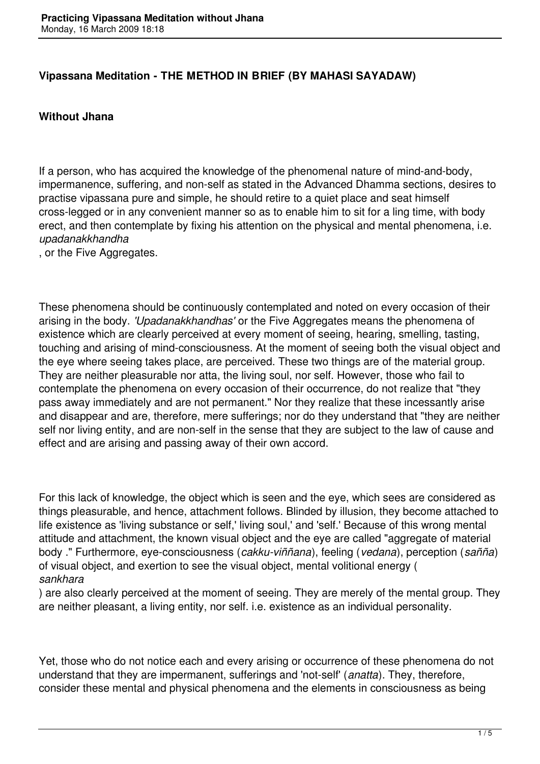**Vipassana Meditation - THE METHOD IN BRIEF (BY MAHASI SAYADAW)**

**Without Jhana**

If a person, who has acquired the knowledge of the phenomenal nature of mind-and-body, impermanence, suffering, and non-self as stated in the Advanced Dhamma sections, desires to practise vipassana pure and simple, he should retire to a quiet place and seat himself cross-legged or in any convenient manner so as to enable him to sit for a ling time, with body erect, and then contemplate by fixing his attention on the physical and mental phenomena, i.e. *upadanakkhandha*, or the Five Aggregates.

These phenomena should be continuously contemplated and noted on every occasion of their arising in the body. *'Upadanakkhandhas'* or the Five Aggregates means the phenomena of existence which are clearly perceived at every moment of seeing, hearing, smelling, tasting, touching and arising of mind-consciousness. At the moment of seeing both the visual object and the eye where seeing takes place, are perceived. These two things are of the material group. They are neither pleasurable nor atta, the living soul, nor self. However, those who fail to contemplate the phenomena on every occasion of their occurrence, do not realize that "they pass away immediately and are not permanent." Nor they realize that these incessantly arise and disappear and are, therefore, mere sufferings; nor do they understand that "they are neither self nor living entity, and are non-self in the sense that they are subject to the law of cause and effect and are arising and passing away of their own accord.

For this lack of knowledge, the object which is seen and the eye, which sees are considered as things pleasurable, and hence, attachment follows. Blinded by illusion, they become attached to life existence as 'living substance or self,' living soul,' and 'self.' Because of this wrong mental attitude and attachment, the known visual object and the eye are called "aggregate of material body ." Furthermore, eye-consciousness (*cakku-viññana*), feeling (*vedana*), perception (*sañña*) of visual object, and exertion to see the visual object, mental volitional energy (*sankhara*) are also clearly perceived at the moment of seeing. They are merely of the mental group. They are neither pleasant, a living entity, nor self. i.e. existence as an individual personality.

Yet, those who do not notice each and every arising or occurrence of these phenomena do not understand that they are impermanent, sufferings and 'not-self' (*anatta*). They, therefore, consider these mental and physical phenomena and the elements in consciousness as being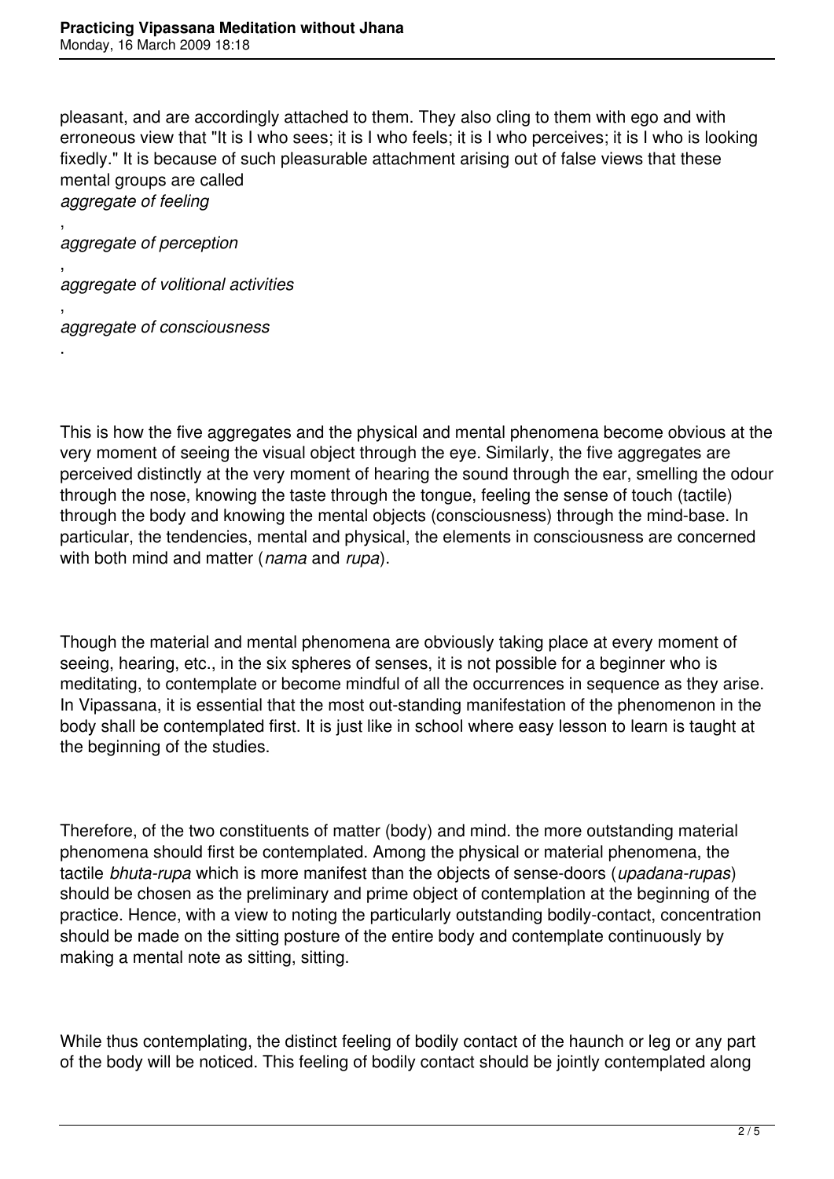pleasant, and are accordingly attached to them. They also cling to them with ego and with erroneous view that "It is I who sees; it is I who feels; it is I who perceives; it is I who is looking fixedly." It is because of such pleasurable attachment arising out of false views that these mental groups are called *aggregate of feeling*, *aggregate of perception*, *aggregate of volitional activities*, *aggregate of consciousness*.

This is how the five aggregates and the physical and mental phenomena become obvious at the very moment of seeing the visual object through the eye. Similarly, the five aggregates are perceived distinctly at the very moment of hearing the sound through the ear, smelling the odour through the nose, knowing the taste through the tongue, feeling the sense of touch (tactile) through the body and knowing the mental objects (consciousness) through the mind-base. In particular, the tendencies, mental and physical, the elements in consciousness are concerned with both mind and matter (*nama* and *rupa*).

Though the material and mental phenomena are obviously taking place at every moment of seeing, hearing, etc., in the six spheres of senses, it is not possible for a beginner who is meditating, to contemplate or become mindful of all the occurrences in sequence as they arise. In Vipassana, it is essential that the most out-standing manifestation of the phenomenon in the body shall be contemplated first. It is just like in school where easy lesson to learn is taught at the beginning of the studies.

Therefore, of the two constituents of matter (body) and mind. the more outstanding material phenomena should first be contemplated. Among the physical or material phenomena, the tactile *bhuta-rupa* which is more manifest than the objects of sense-doors (*upadana-rupas*) should be chosen as the preliminary and prime object of contemplation at the beginning of the practice. Hence, with a view to noting the particularly outstanding bodily-contact, concentration should be made on the sitting posture of the entire body and contemplate continuously by making a mental note as sitting, sitting.

While thus contemplating, the distinct feeling of bodily contact of the haunch or leg or any part of the body will be noticed. This feeling of bodily contact should be jointly contemplated along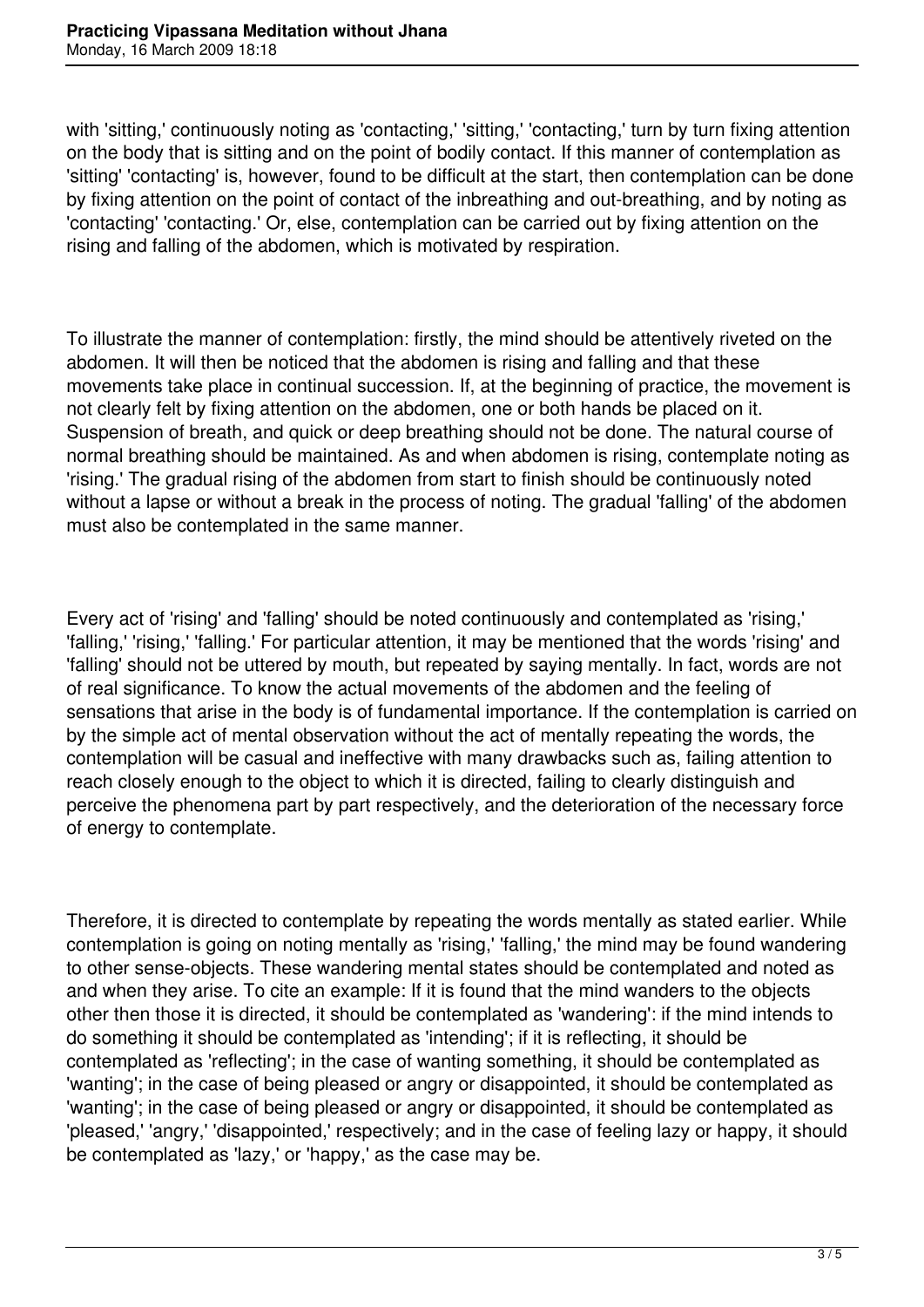with 'sitting,' continuously noting as 'contacting,' 'sitting,' 'contacting,' turn by turn fixing attention on the body that is sitting and on the point of bodily contact. If this manner of contemplation as 'sitting' 'contacting' is, however, found to be difficult at the start, then contemplation can be done by fixing attention on the point of contact of the inbreathing and out-breathing, and by noting as 'contacting' 'contacting.' Or, else, contemplation can be carried out by fixing attention on the rising and falling of the abdomen, which is motivated by respiration.

To illustrate the manner of contemplation: firstly, the mind should be attentively riveted on the abdomen. It will then be noticed that the abdomen is rising and falling and that these movements take place in continual succession. If, at the beginning of practice, the movement is not clearly felt by fixing attention on the abdomen, one or both hands be placed on it. Suspension of breath, and quick or deep breathing should not be done. The natural course of normal breathing should be maintained. As and when abdomen is rising, contemplate noting as 'rising.' The gradual rising of the abdomen from start to finish should be continuously noted without a lapse or without a break in the process of noting. The gradual 'falling' of the abdomen must also be contemplated in the same manner.

Every act of 'rising' and 'falling' should be noted continuously and contemplated as 'rising,' 'falling,' 'rising,' 'falling.' For particular attention, it may be mentioned that the words 'rising' and 'falling' should not be uttered by mouth, but repeated by saying mentally. In fact, words are not of real significance. To know the actual movements of the abdomen and the feeling of sensations that arise in the body is of fundamental importance. If the contemplation is carried on by the simple act of mental observation without the act of mentally repeating the words, the contemplation will be casual and ineffective with many drawbacks such as, failing attention to reach closely enough to the object to which it is directed, failing to clearly distinguish and perceive the phenomena part by part respectively, and the deterioration of the necessary force of energy to contemplate.

Therefore, it is directed to contemplate by repeating the words mentally as stated earlier. While contemplation is going on noting mentally as 'rising,' 'falling,' the mind may be found wandering to other sense-objects. These wandering mental states should be contemplated and noted as and when they arise. To cite an example: If it is found that the mind wanders to the objects other then those it is directed, it should be contemplated as 'wandering': if the mind intends to do something it should be contemplated as 'intending'; if it is reflecting, it should be contemplated as 'reflecting'; in the case of wanting something, it should be contemplated as 'wanting'; in the case of being pleased or angry or disappointed, it should be contemplated as 'wanting'; in the case of being pleased or angry or disappointed, it should be contemplated as 'pleased,' 'angry,' 'disappointed,' respectively; and in the case of feeling lazy or happy, it should be contemplated as 'lazy,' or 'happy,' as the case may be.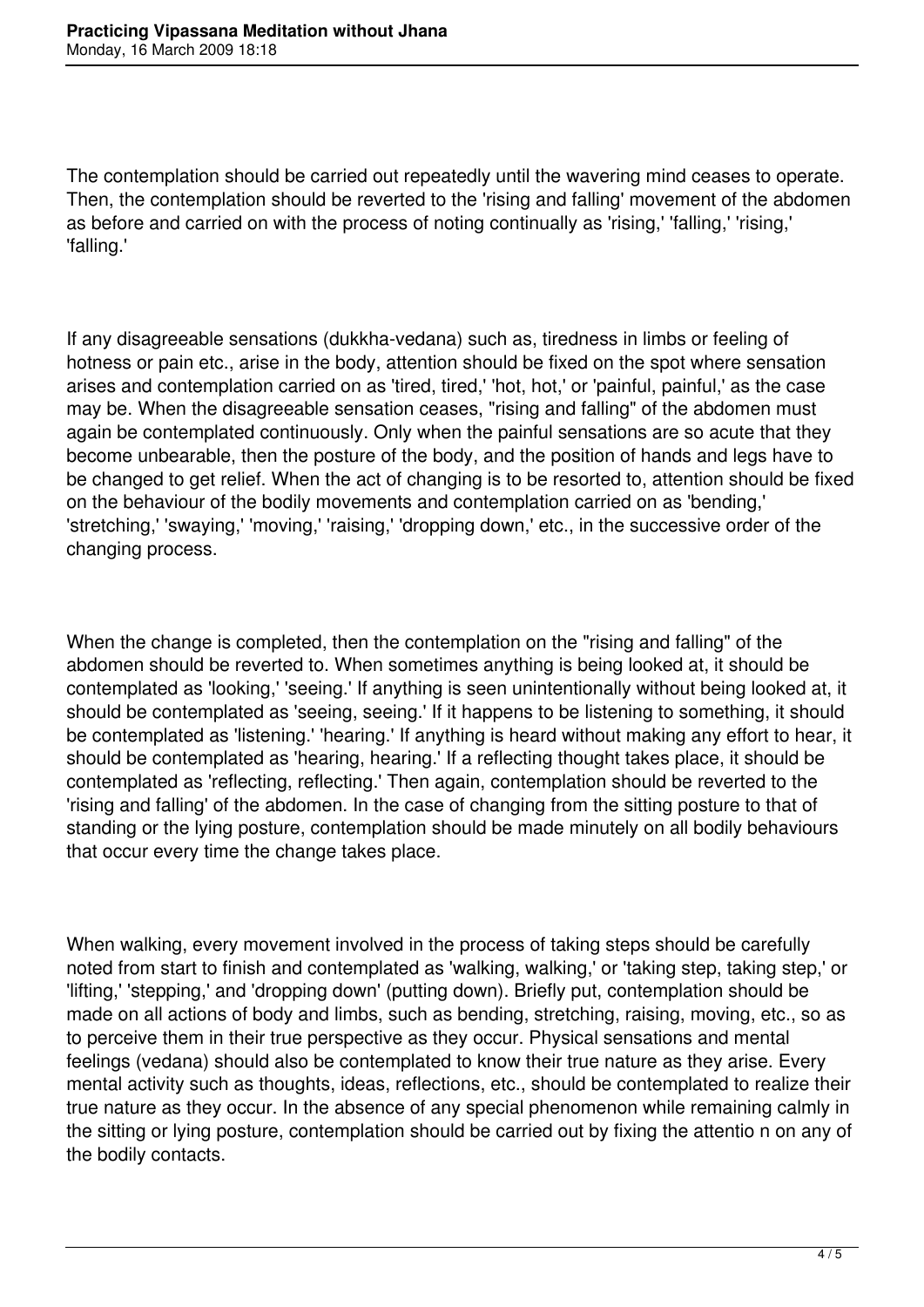The contemplation should be carried out repeatedly until the wavering mind ceases to operate. Then, the contemplation should be reverted to the 'rising and falling' movement of the abdomen as before and carried on with the process of noting continually as 'rising,' 'falling,' 'rising,' 'falling.'

If any disagreeable sensations (dukkha-vedana) such as, tiredness in limbs or feeling of hotness or pain etc., arise in the body, attention should be fixed on the spot where sensation arises and contemplation carried on as 'tired, tired,' 'hot, hot,' or 'painful, painful,' as the case may be. When the disagreeable sensation ceases, "rising and falling" of the abdomen must again be contemplated continuously. Only when the painful sensations are so acute that they become unbearable, then the posture of the body, and the position of hands and legs have to be changed to get relief. When the act of changing is to be resorted to, attention should be fixed on the behaviour of the bodily movements and contemplation carried on as 'bending,' 'stretching,' 'swaying,' 'moving,' 'raising,' 'dropping down,' etc., in the successive order of the changing process.

When the change is completed, then the contemplation on the "rising and falling" of the abdomen should be reverted to. When sometimes anything is being looked at, it should be contemplated as 'looking,' 'seeing.' If anything is seen unintentionally without being looked at, it should be contemplated as 'seeing, seeing.' If it happens to be listening to something, it should be contemplated as 'listening.' 'hearing.' If anything is heard without making any effort to hear, it should be contemplated as 'hearing, hearing.' If a reflecting thought takes place, it should be contemplated as 'reflecting, reflecting.' Then again, contemplation should be reverted to the 'rising and falling' of the abdomen. In the case of changing from the sitting posture to that of standing or the lying posture, contemplation should be made minutely on all bodily behaviours that occur every time the change takes place.

When walking, every movement involved in the process of taking steps should be carefully noted from start to finish and contemplated as 'walking, walking,' or 'taking step, taking step,' or 'lifting,' 'stepping,' and 'dropping down' (putting down). Briefly put, contemplation should be made on all actions of body and limbs, such as bending, stretching, raising, moving, etc., so as to perceive them in their true perspective as they occur. Physical sensations and mental feelings (vedana) should also be contemplated to know their true nature as they arise. Every mental activity such as thoughts, ideas, reflections, etc., should be contemplated to realize their true nature as they occur. In the absence of any special phenomenon while remaining calmly in the sitting or lying posture, contemplation should be carried out by fixing the attentio n on any of the bodily contacts.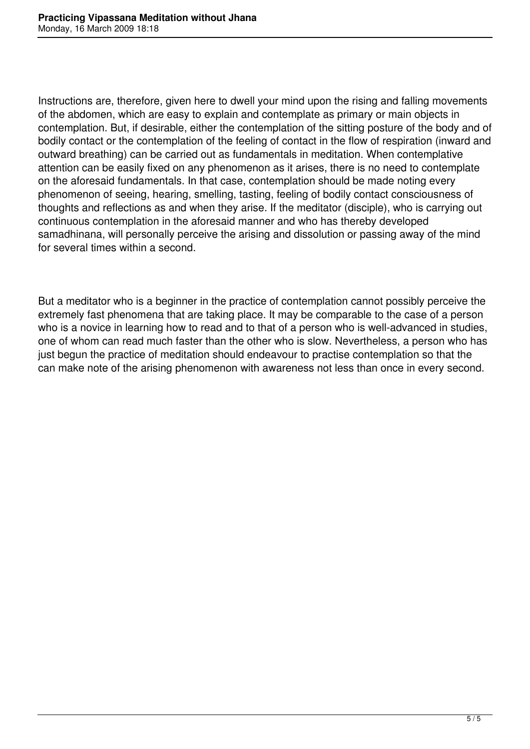Instructions are, therefore, given here to dwell your mind upon the rising and falling movements of the abdomen, which are easy to explain and contemplate as primary or main objects in contemplation. But, if desirable, either the contemplation of the sitting posture of the body and of bodily contact or the contemplation of the feeling of contact in the flow of respiration (inward and outward breathing) can be carried out as fundamentals in meditation. When contemplative attention can be easily fixed on any phenomenon as it arises, there is no need to contemplate on the aforesaid fundamentals. In that case, contemplation should be made noting every phenomenon of seeing, hearing, smelling, tasting, feeling of bodily contact consciousness of thoughts and reflections as and when they arise. If the meditator (disciple), who is carrying out continuous contemplation in the aforesaid manner and who has thereby developed samadhinana, will personally perceive the arising and dissolution or passing away of the mind for several times within a second.

But a meditator who is a beginner in the practice of contemplation cannot possibly perceive the extremely fast phenomena that are taking place. It may be comparable to the case of a person who is a novice in learning how to read and to that of a person who is well-advanced in studies, one of whom can read much faster than the other who is slow. Nevertheless, a person who has just begun the practice of meditation should endeavour to practise contemplation so that the can make note of the arising phenomenon with awareness not less than once in every second.